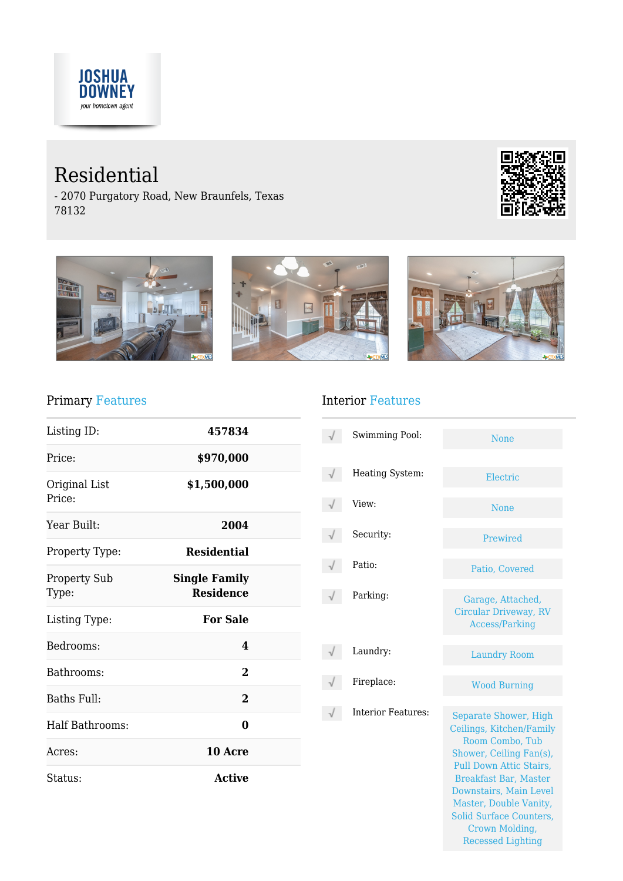JOSHUA DOWNEY
*your hometown agent*

# Residential

- 2070 Purgatory Road, New Braunfels, Texas 78132

## Primary Features

| | |
|---|---|
| Listing ID: | **457834** |
| Price: | **$970,000** |
| Original List Price: | **$1,500,000** |
| Year Built: | **2004** |
| Property Type: | **Residential** |
| Property Sub Type: | **Single Family Residence** |
| Listing Type: | **For Sale** |
| Bedrooms: | **4** |
| Bathrooms: | **2** |
| Baths Full: | **2** |
| Half Bathrooms: | **0** |
| Acres: | **10 Acre** |
| Status: | **Active** |

## Interior Features

| | |
|---|---|
| Swimming Pool: | None |
| Heating System: | Electric |
| View: | None |
| Security: | Prewired |
| Patio: | Patio, Covered |
| Parking: | Garage, Attached, Circular Driveway, RV Access/Parking |
| Laundry: | Laundry Room |
| Fireplace: | Wood Burning |
| Interior Features: | Separate Shower, High Ceilings, Kitchen/Family Room Combo, Tub Shower, Ceiling Fan(s), Pull Down Attic Stairs, Breakfast Bar, Master Downstairs, Main Level Master, Double Vanity, Solid Surface Counters, Crown Molding, Recessed Lighting |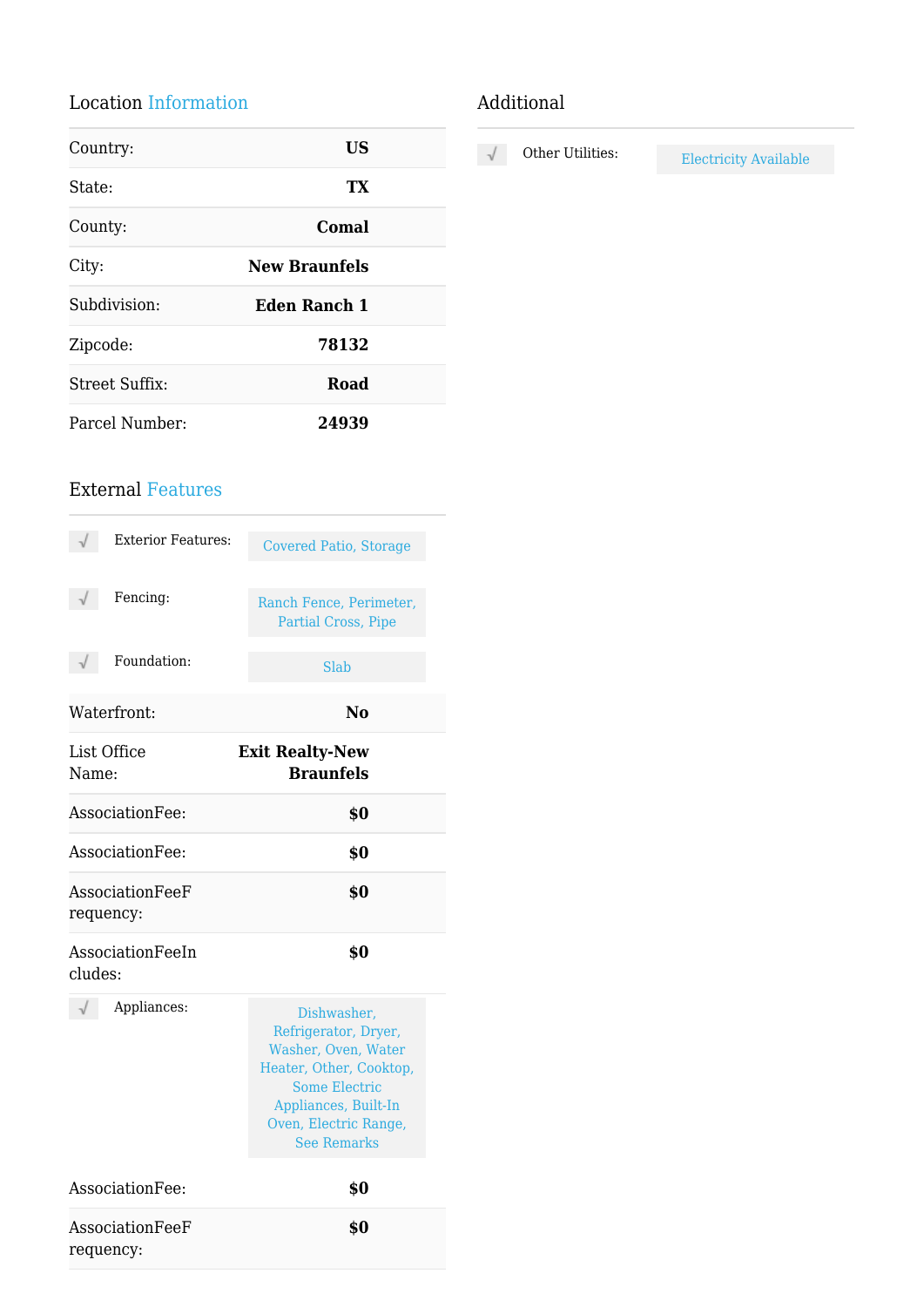## Location Information

| | |
|---|---|
| Country: | **US** |
| State: | **TX** |
| County: | **Comal** |
| City: | **New Braunfels** |
| Subdivision: | **Eden Ranch 1** |
| Zipcode: | **78132** |
| Street Suffix: | **Road** |
| Parcel Number: | **24939** |

## External Features

√ Exterior Features: Covered Patio, Storage

√ Fencing: Ranch Fence, Perimeter, Partial Cross, Pipe

√ Foundation: Slab

| | |
|---|---|
| Waterfront: | **No** |
| List Office Name: | **Exit Realty-New Braunfels** |
| AssociationFee: | **$0** |
| AssociationFee: | **$0** |
| AssociationFeeFrequency: | **$0** |
| AssociationFeeIncludes: | **$0** |

√ Appliances: Dishwasher, Refrigerator, Dryer, Washer, Oven, Water Heater, Other, Cooktop, Some Electric Appliances, Built-In Oven, Electric Range, See Remarks

| | |
|---|---|
| AssociationFee: | **$0** |
| AssociationFeeFrequency: | **$0** |

## Additional

√ Other Utilities: Electricity Available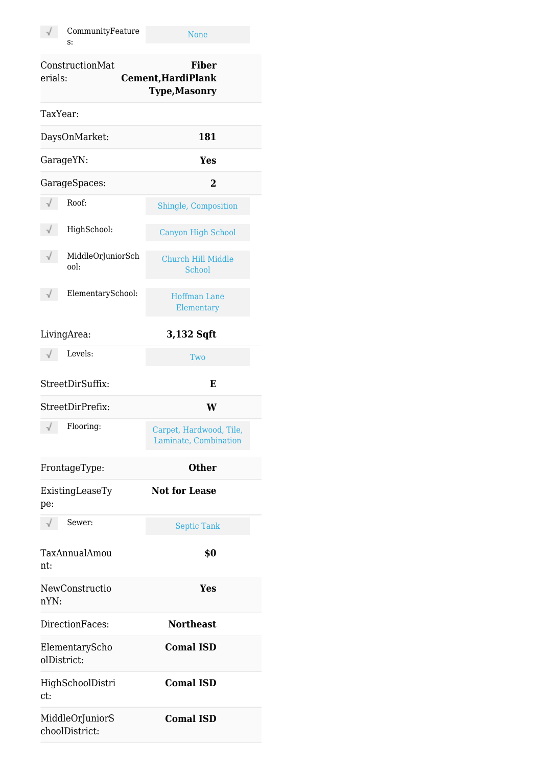| | |
|---|---|
| CommunityFeatures: | None |
| ConstructionMaterials: | **Fiber Cement,HardiPlank Type,Masonry** |
| TaxYear: | |
| DaysOnMarket: | **181** |
| GarageYN: | **Yes** |
| GarageSpaces: | **2** |
| Roof: | Shingle, Composition |
| HighSchool: | Canyon High School |
| MiddleOrJuniorSchool: | Church Hill Middle School |
| ElementarySchool: | Hoffman Lane Elementary |
| LivingArea: | **3,132 Sqft** |
| Levels: | Two |
| StreetDirSuffix: | **E** |
| StreetDirPrefix: | **W** |
| Flooring: | Carpet, Hardwood, Tile, Laminate, Combination |
| FrontageType: | **Other** |
| ExistingLeaseType: | **Not for Lease** |
| Sewer: | Septic Tank |
| TaxAnnualAmount: | **$0** |
| NewConstructionYN: | **Yes** |
| DirectionFaces: | **Northeast** |
| ElementarySchoolDistrict: | **Comal ISD** |
| HighSchoolDistrict: | **Comal ISD** |
| MiddleOrJuniorSchoolDistrict: | **Comal ISD** |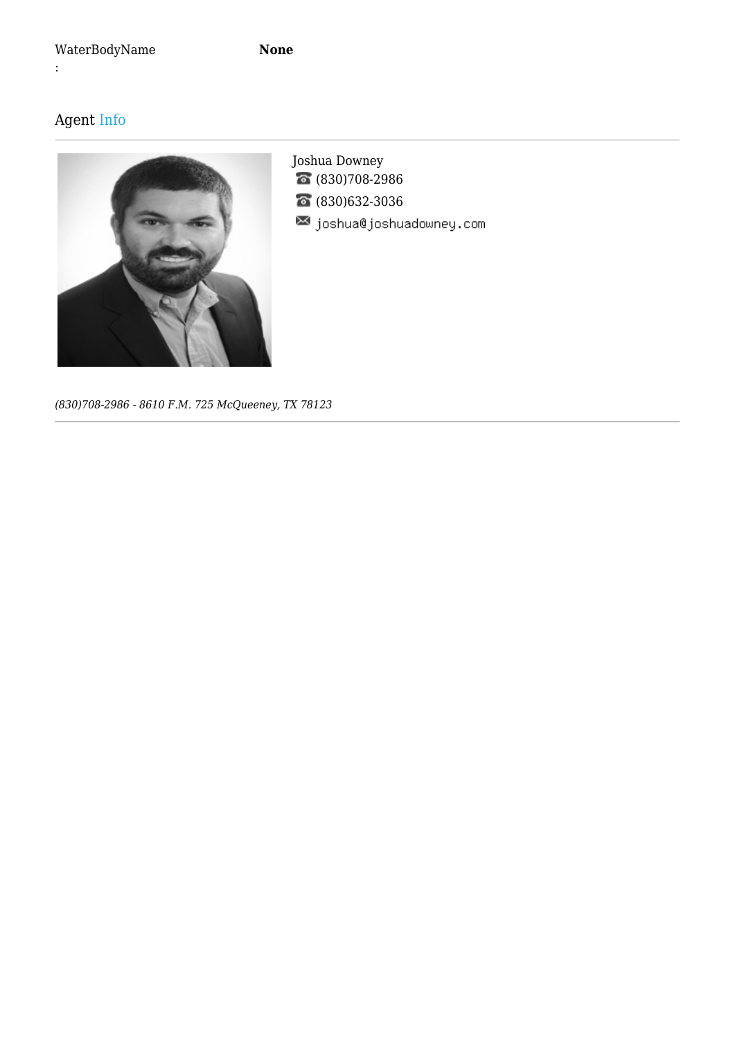| | |
|---|---|
| WaterBodyName : | **None** |

## Agent Info

Joshua Downey
(830)708-2986
(830)632-3036
joshua@joshuadowney.com

*(830)708-2986 - 8610 F.M. 725 McQueeney, TX 78123*